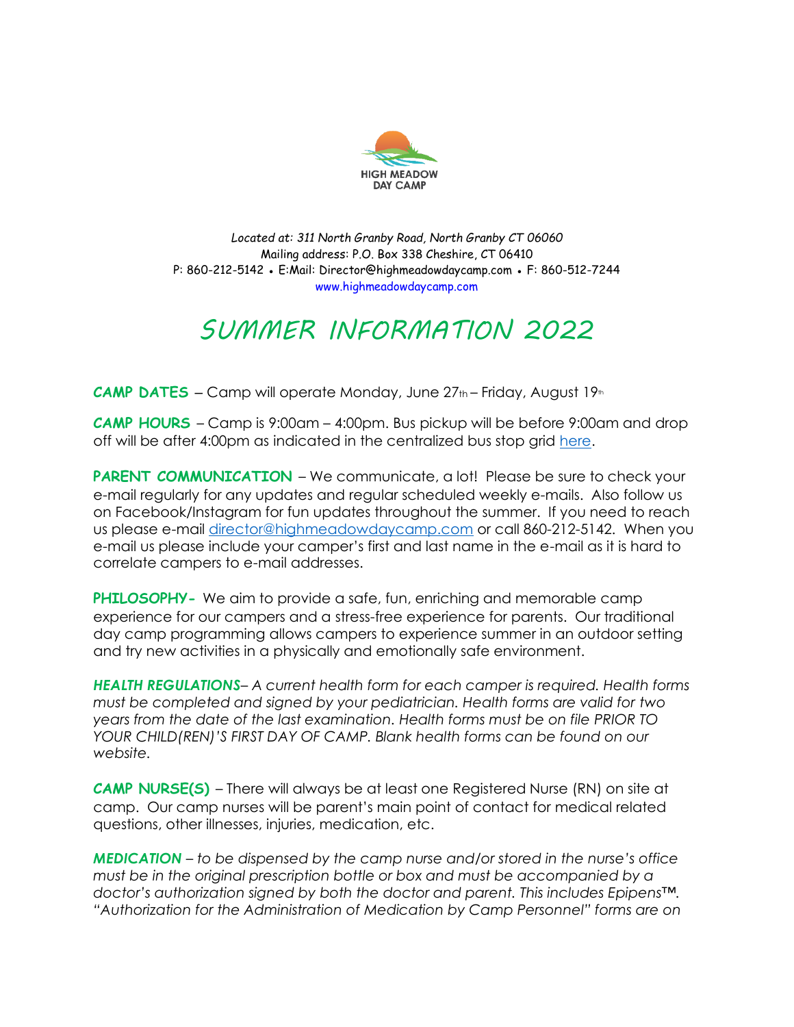HIGH MEADOW DAY CAMP

*Located at: 311 North Granby Road, North Granby CT 06060*
Mailing address: P.O. Box 338 Cheshire, CT 06410
P: 860-212-5142 • E:Mail: Director@highmeadowdaycamp.com • F: 860-512-7244
www.highmeadowdaycamp.com

# *SUMMER INFORMATION 2022*

**CAMP DATES** – Camp will operate Monday, June 27th – Friday, August 19th

**CAMP HOURS** – Camp is 9:00am – 4:00pm. Bus pickup will be before 9:00am and drop off will be after 4:00pm as indicated in the centralized bus stop grid here.

**PARENT COMMUNICATION** – We communicate, a lot! Please be sure to check your e-mail regularly for any updates and regular scheduled weekly e-mails. Also follow us on Facebook/Instagram for fun updates throughout the summer. If you need to reach us please e-mail director@highmeadowdaycamp.com or call 860-212-5142. When you e-mail us please include your camper's first and last name in the e-mail as it is hard to correlate campers to e-mail addresses.

**PHILOSOPHY-** We aim to provide a safe, fun, enriching and memorable camp experience for our campers and a stress-free experience for parents. Our traditional day camp programming allows campers to experience summer in an outdoor setting and try new activities in a physically and emotionally safe environment.

***HEALTH REGULATIONS***– *A current health form for each camper is required. Health forms must be completed and signed by your pediatrician. Health forms are valid for two years from the date of the last examination. Health forms must be on file PRIOR TO YOUR CHILD(REN)'S FIRST DAY OF CAMP. Blank health forms can be found on our website.*

**CAMP NURSE(S)** – There will always be at least one Registered Nurse (RN) on site at camp. Our camp nurses will be parent's main point of contact for medical related questions, other illnesses, injuries, medication, etc.

***MEDICATION*** – *to be dispensed by the camp nurse and/or stored in the nurse's office must be in the original prescription bottle or box and must be accompanied by a doctor's authorization signed by both the doctor and parent. This includes Epipens™. "Authorization for the Administration of Medication by Camp Personnel" forms are on*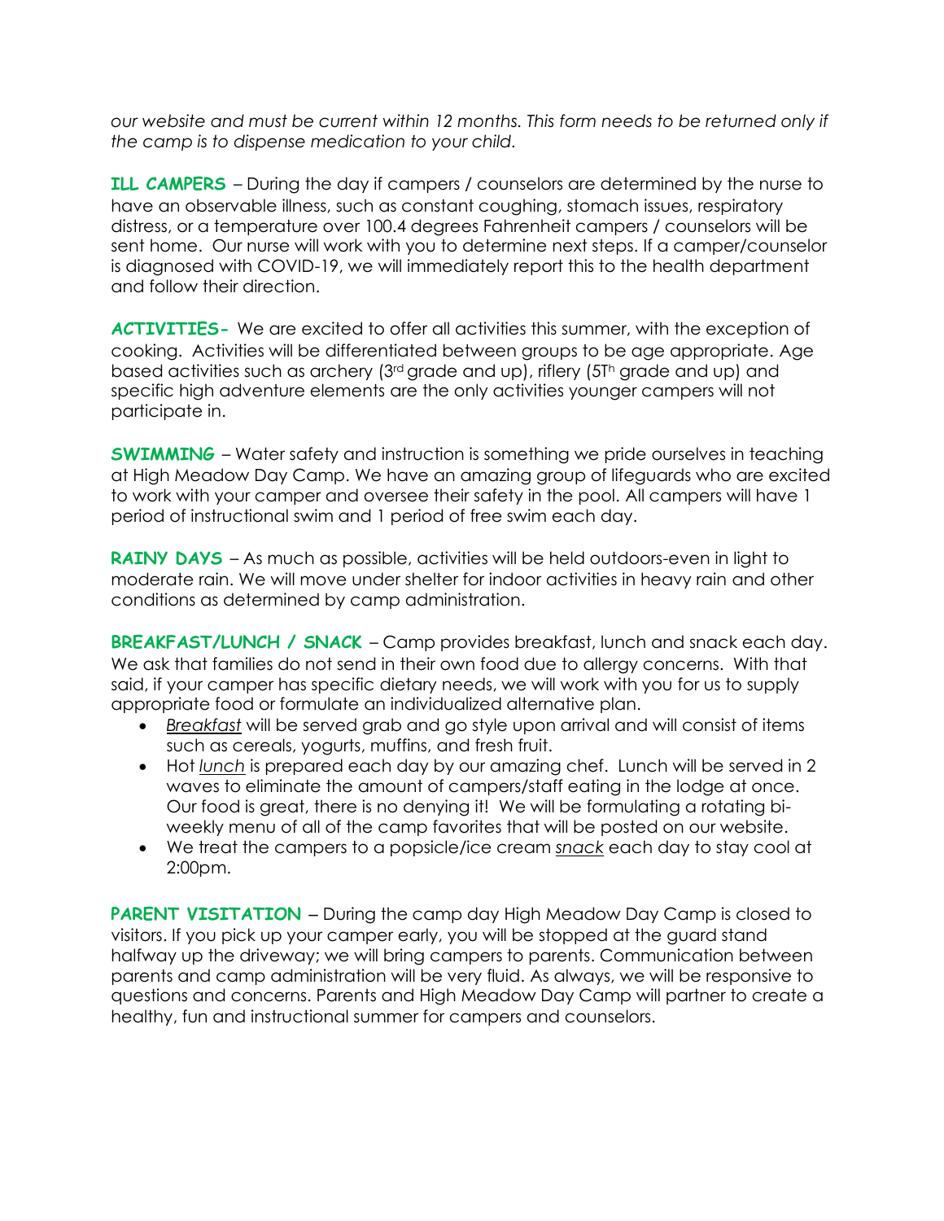*our website and must be current within 12 months. This form needs to be returned only if the camp is to dispense medication to your child.*

**ILL CAMPERS** – During the day if campers / counselors are determined by the nurse to have an observable illness, such as constant coughing, stomach issues, respiratory distress, or a temperature over 100.4 degrees Fahrenheit campers / counselors will be sent home. Our nurse will work with you to determine next steps. If a camper/counselor is diagnosed with COVID-19, we will immediately report this to the health department and follow their direction.

**ACTIVITIES-** We are excited to offer all activities this summer, with the exception of cooking. Activities will be differentiated between groups to be age appropriate. Age based activities such as archery (3rd grade and up), riflery (5Th grade and up) and specific high adventure elements are the only activities younger campers will not participate in.

**SWIMMING** – Water safety and instruction is something we pride ourselves in teaching at High Meadow Day Camp. We have an amazing group of lifeguards who are excited to work with your camper and oversee their safety in the pool. All campers will have 1 period of instructional swim and 1 period of free swim each day.

**RAINY DAYS** – As much as possible, activities will be held outdoors-even in light to moderate rain. We will move under shelter for indoor activities in heavy rain and other conditions as determined by camp administration.

**BREAKFAST/LUNCH / SNACK** – Camp provides breakfast, lunch and snack each day. We ask that families do not send in their own food due to allergy concerns. With that said, if your camper has specific dietary needs, we will work with you for us to supply appropriate food or formulate an individualized alternative plan.

- *Breakfast* will be served grab and go style upon arrival and will consist of items such as cereals, yogurts, muffins, and fresh fruit.
- Hot *lunch* is prepared each day by our amazing chef. Lunch will be served in 2 waves to eliminate the amount of campers/staff eating in the lodge at once. Our food is great, there is no denying it! We will be formulating a rotating bi-weekly menu of all of the camp favorites that will be posted on our website.
- We treat the campers to a popsicle/ice cream *snack* each day to stay cool at 2:00pm.

**PARENT VISITATION** – During the camp day High Meadow Day Camp is closed to visitors. If you pick up your camper early, you will be stopped at the guard stand halfway up the driveway; we will bring campers to parents. Communication between parents and camp administration will be very fluid. As always, we will be responsive to questions and concerns. Parents and High Meadow Day Camp will partner to create a healthy, fun and instructional summer for campers and counselors.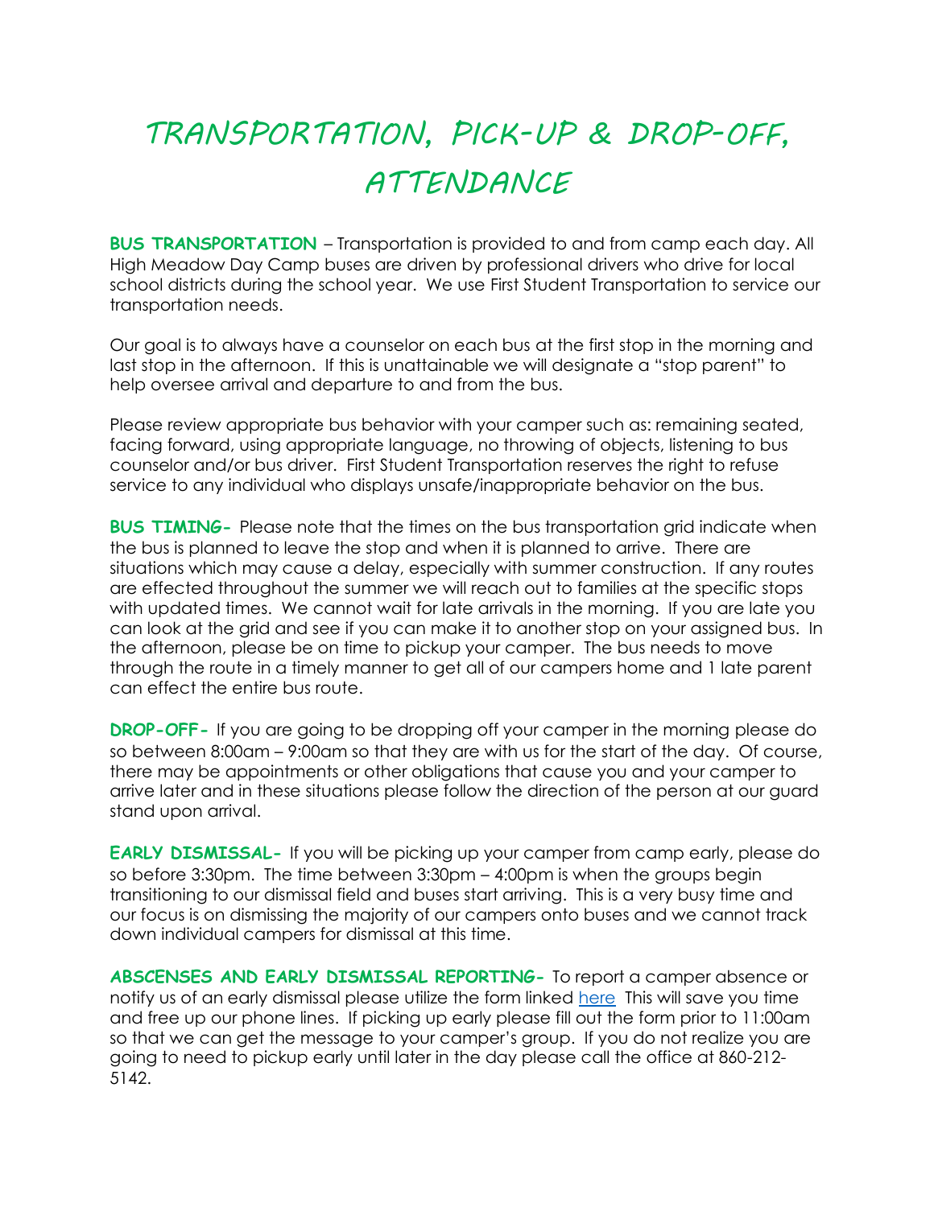# TRANSPORTATION, PICK-UP & DROP-OFF, ATTENDANCE

**BUS TRANSPORTATION** – Transportation is provided to and from camp each day. All High Meadow Day Camp buses are driven by professional drivers who drive for local school districts during the school year. We use First Student Transportation to service our transportation needs.

Our goal is to always have a counselor on each bus at the first stop in the morning and last stop in the afternoon. If this is unattainable we will designate a "stop parent" to help oversee arrival and departure to and from the bus.

Please review appropriate bus behavior with your camper such as: remaining seated, facing forward, using appropriate language, no throwing of objects, listening to bus counselor and/or bus driver. First Student Transportation reserves the right to refuse service to any individual who displays unsafe/inappropriate behavior on the bus.

**BUS TIMING-** Please note that the times on the bus transportation grid indicate when the bus is planned to leave the stop and when it is planned to arrive. There are situations which may cause a delay, especially with summer construction. If any routes are effected throughout the summer we will reach out to families at the specific stops with updated times. We cannot wait for late arrivals in the morning. If you are late you can look at the grid and see if you can make it to another stop on your assigned bus. In the afternoon, please be on time to pickup your camper. The bus needs to move through the route in a timely manner to get all of our campers home and 1 late parent can effect the entire bus route.

**DROP-OFF-** If you are going to be dropping off your camper in the morning please do so between 8:00am – 9:00am so that they are with us for the start of the day. Of course, there may be appointments or other obligations that cause you and your camper to arrive later and in these situations please follow the direction of the person at our guard stand upon arrival.

**EARLY DISMISSAL-** If you will be picking up your camper from camp early, please do so before 3:30pm. The time between 3:30pm – 4:00pm is when the groups begin transitioning to our dismissal field and buses start arriving. This is a very busy time and our focus is on dismissing the majority of our campers onto buses and we cannot track down individual campers for dismissal at this time.

**ABSCENSES AND EARLY DISMISSAL REPORTING-** To report a camper absence or notify us of an early dismissal please utilize the form linked here This will save you time and free up our phone lines. If picking up early please fill out the form prior to 11:00am so that we can get the message to your camper's group. If you do not realize you are going to need to pickup early until later in the day please call the office at 860-212-5142.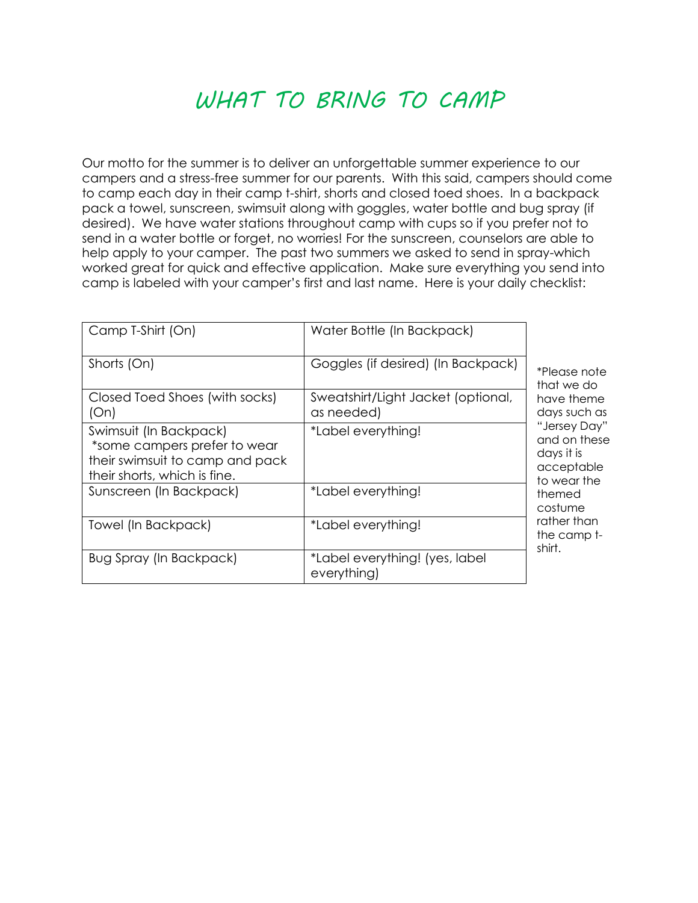# WHAT TO BRING TO CAMP

Our motto for the summer is to deliver an unforgettable summer experience to our campers and a stress-free summer for our parents. With this said, campers should come to camp each day in their camp t-shirt, shorts and closed toed shoes. In a backpack pack a towel, sunscreen, swimsuit along with goggles, water bottle and bug spray (if desired). We have water stations throughout camp with cups so if you prefer not to send in a water bottle or forget, no worries! For the sunscreen, counselors are able to help apply to your camper. The past two summers we asked to send in spray-which worked great for quick and effective application. Make sure everything you send into camp is labeled with your camper's first and last name. Here is your daily checklist:

| Camp T-Shirt (On) | Water Bottle (In Backpack) |
|---|---|
| Shorts (On) | Goggles (if desired) (In Backpack) |
| Closed Toed Shoes (with socks) (On) | Sweatshirt/Light Jacket (optional, as needed) |
| Swimsuit (In Backpack) *some campers prefer to wear their swimsuit to camp and pack their shorts, which is fine. | *Label everything! |
| Sunscreen (In Backpack) | *Label everything! |
| Towel (In Backpack) | *Label everything! |
| Bug Spray (In Backpack) | *Label everything! (yes, label everything) |

*Please note that we do have theme days such as "Jersey Day" and on these days it is acceptable to wear the themed costume rather than the camp t-shirt.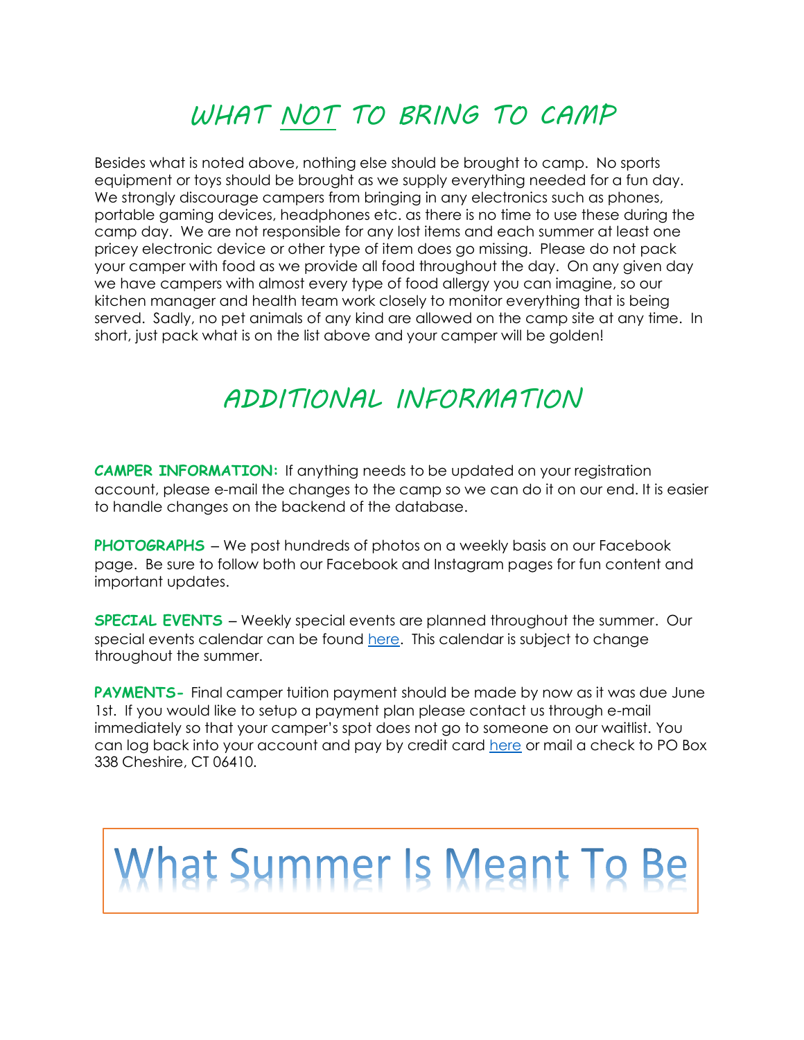# WHAT NOT TO BRING TO CAMP

Besides what is noted above, nothing else should be brought to camp. No sports equipment or toys should be brought as we supply everything needed for a fun day. We strongly discourage campers from bringing in any electronics such as phones, portable gaming devices, headphones etc. as there is no time to use these during the camp day. We are not responsible for any lost items and each summer at least one pricey electronic device or other type of item does go missing. Please do not pack your camper with food as we provide all food throughout the day. On any given day we have campers with almost every type of food allergy you can imagine, so our kitchen manager and health team work closely to monitor everything that is being served. Sadly, no pet animals of any kind are allowed on the camp site at any time. In short, just pack what is on the list above and your camper will be golden!

# ADDITIONAL INFORMATION

**CAMPER INFORMATION:** If anything needs to be updated on your registration account, please e-mail the changes to the camp so we can do it on our end. It is easier to handle changes on the backend of the database.

**PHOTOGRAPHS** – We post hundreds of photos on a weekly basis on our Facebook page. Be sure to follow both our Facebook and Instagram pages for fun content and important updates.

**SPECIAL EVENTS** – Weekly special events are planned throughout the summer. Our special events calendar can be found here. This calendar is subject to change throughout the summer.

**PAYMENTS-** Final camper tuition payment should be made by now as it was due June 1st. If you would like to setup a payment plan please contact us through e-mail immediately so that your camper's spot does not go to someone on our waitlist. You can log back into your account and pay by credit card here or mail a check to PO Box 338 Cheshire, CT 06410.

What Summer Is Meant To Be